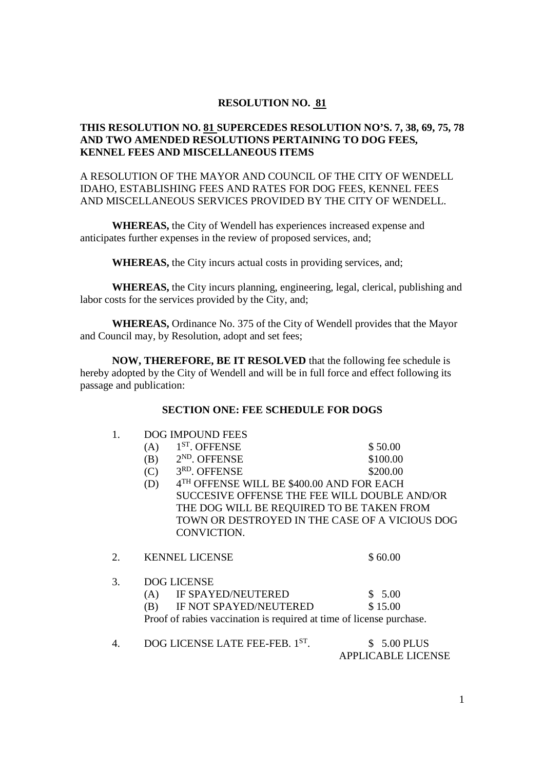# RESOLUTION NO. 81

**THIS RESOLUTION NO. 81 SUPERCEDES RESOLUTION NO'S. 7, 38, 69, 75, 78 AND TWO AMENDED RESOLUTIONS PERTAINING TO DOG FEES, KENNEL FEES AND MISCELLANEOUS ITEMS**

A RESOLUTION OF THE MAYOR AND COUNCIL OF THE CITY OF WENDELL IDAHO, ESTABLISHING FEES AND RATES FOR DOG FEES, KENNEL FEES AND MISCELLANEOUS SERVICES PROVIDED BY THE CITY OF WENDELL.

**WHEREAS,** the City of Wendell has experiences increased expense and anticipates further expenses in the review of proposed services, and;

**WHEREAS,** the City incurs actual costs in providing services, and;

**WHEREAS,** the City incurs planning, engineering, legal, clerical, publishing and labor costs for the services provided by the City, and;

**WHEREAS,** Ordinance No. 375 of the City of Wendell provides that the Mayor and Council may, by Resolution, adopt and set fees;

**NOW, THEREFORE, BE IT RESOLVED** that the following fee schedule is hereby adopted by the City of Wendell and will be in full force and effect following its passage and publication:

## SECTION ONE: FEE SCHEDULE FOR DOGS

1. DOG IMPOUND FEES
   - (A) 1ST. OFFENSE — $ 50.00
   - (B) 2ND. OFFENSE — $100.00
   - (C) 3RD. OFFENSE — $200.00
   - (D) 4TH OFFENSE WILL BE $400.00 AND FOR EACH SUCCESIVE OFFENSE THE FEE WILL DOUBLE AND/OR THE DOG WILL BE REQUIRED TO BE TAKEN FROM TOWN OR DESTROYED IN THE CASE OF A VICIOUS DOG CONVICTION.

2. KENNEL LICENSE — $ 60.00

3. DOG LICENSE
   - (A) IF SPAYED/NEUTERED — $ 5.00
   - (B) IF NOT SPAYED/NEUTERED — $ 15.00

   Proof of rabies vaccination is required at time of license purchase.

4. DOG LICENSE LATE FEE-FEB. 1ST. — $ 5.00 PLUS APPLICABLE LICENSE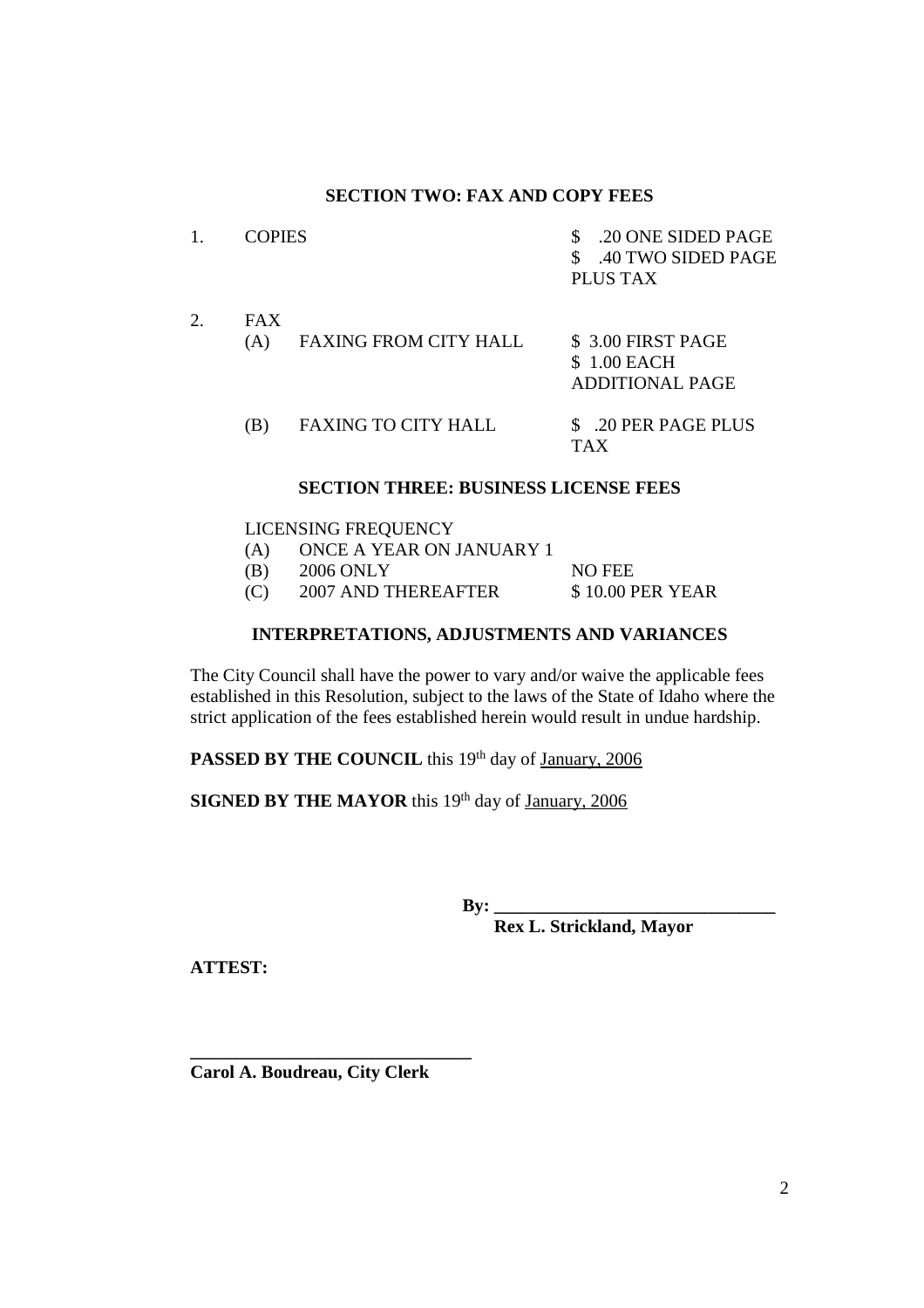## SECTION TWO: FAX AND COPY FEES

| | | | |
|---|---|---|---|
| 1. | COPIES | | $ .20 ONE SIDED PAGE<br>$ .40 TWO SIDED PAGE<br>PLUS TAX |
| 2. | FAX | | |
| | (A) | FAXING FROM CITY HALL | $ 3.00 FIRST PAGE<br>$ 1.00 EACH ADDITIONAL PAGE |
| | (B) | FAXING TO CITY HALL | $ .20 PER PAGE PLUS TAX |

## SECTION THREE: BUSINESS LICENSE FEES

LICENSING FREQUENCY

| | | |
|---|---|---|
| (A) | ONCE A YEAR ON JANUARY 1 | |
| (B) | 2006 ONLY | NO FEE |
| (C) | 2007 AND THEREAFTER | $ 10.00 PER YEAR |

## INTERPRETATIONS, ADJUSTMENTS AND VARIANCES

The City Council shall have the power to vary and/or waive the applicable fees established in this Resolution, subject to the laws of the State of Idaho where the strict application of the fees established herein would result in undue hardship.

**PASSED BY THE COUNCIL** this 19th day of January, 2006

**SIGNED BY THE MAYOR** this 19th day of January, 2006

**By: _______________________________**
**Rex L. Strickland, Mayor**

**ATTEST:**

**_______________________________**
**Carol A. Boudreau, City Clerk**